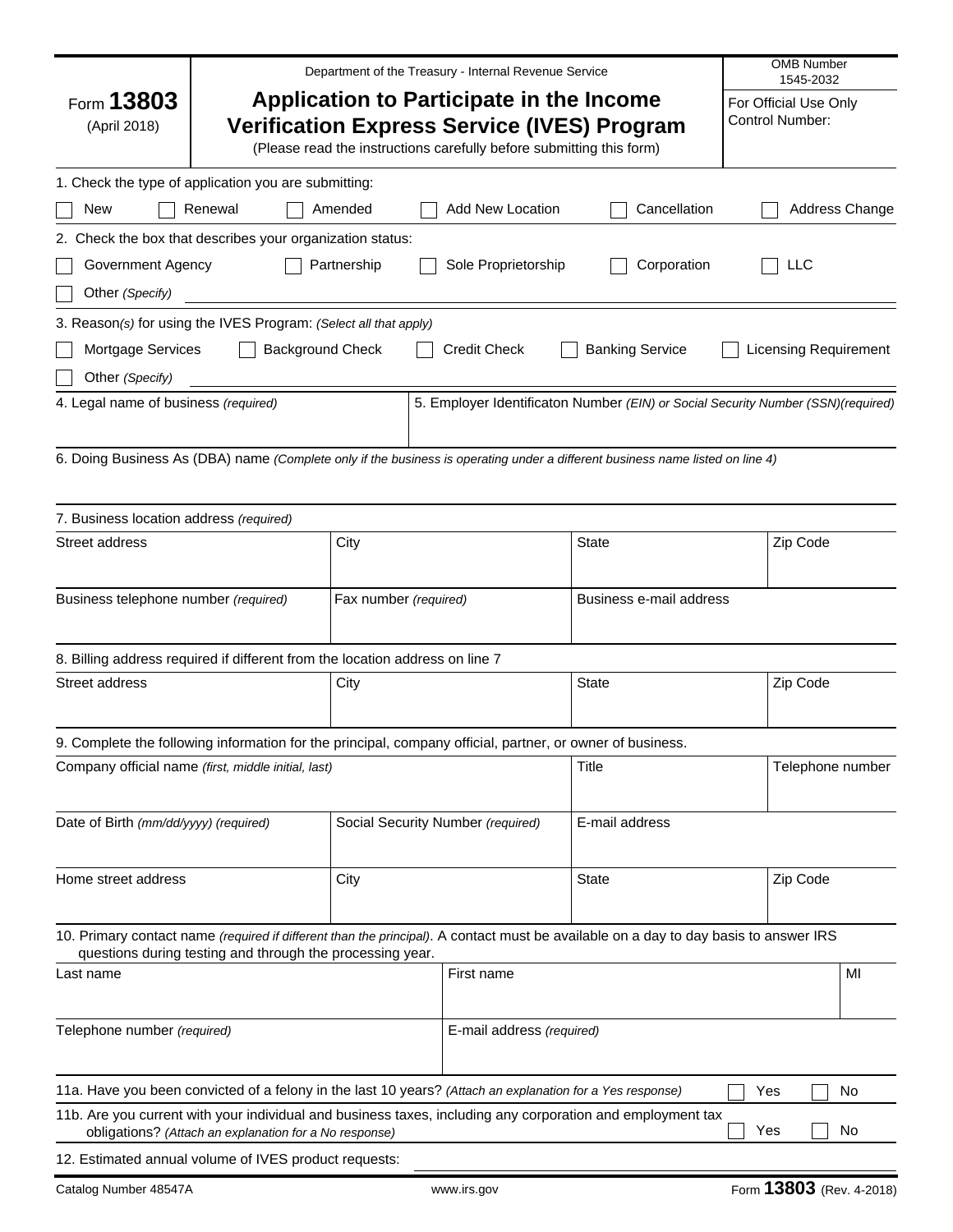Department of the Treasury - Internal Revenue Service

OMB Number 1545-2032

Form **13803** (April 2018)

# Application to Participate in the Income Verification Express Service (IVES) Program

(Please read the instructions carefully before submitting this form)

For Official Use Only
Control Number:

1. Check the type of application you are submitting:

☐ New ☐ Renewal ☐ Amended ☐ Add New Location ☐ Cancellation ☐ Address Change

2. Check the box that describes your organization status:

☐ Government Agency ☐ Partnership ☐ Sole Proprietorship ☐ Corporation ☐ LLC

☐ Other *(Specify)*

3. Reason*(s)* for using the IVES Program: *(Select all that apply)*

☐ Mortgage Services ☐ Background Check ☐ Credit Check ☐ Banking Service ☐ Licensing Requirement

☐ Other *(Specify)*

| 4. Legal name of business *(required)* | 5. Employer Identificaton Number *(EIN) or Social Security Number (SSN)(required)* |
|---|---|
| | |

6. Doing Business As (DBA) name *(Complete only if the business is operating under a different business name listed on line 4)*

7. Business location address *(required)*

| Street address | City | State | Zip Code |
|---|---|---|---|
| | | | |

| Business telephone number *(required)* | Fax number *(required)* | Business e-mail address |
|---|---|---|
| | | |

8. Billing address required if different from the location address on line 7

| Street address | City | State | Zip Code |
|---|---|---|---|
| | | | |

9. Complete the following information for the principal, company official, partner, or owner of business.

| Company official name *(first, middle initial, last)* | Title | Telephone number |
|---|---|---|
| | | |

| Date of Birth *(mm/dd/yyyy) (required)* | Social Security Number *(required)* | E-mail address |
|---|---|---|
| | | |

| Home street address | City | State | Zip Code |
|---|---|---|---|
| | | | |

10. Primary contact name *(required if different than the principal)*. A contact must be available on a day to day basis to answer IRS questions during testing and through the processing year.

| Last name | First name | MI |
|---|---|---|
| | | |

| Telephone number *(required)* | E-mail address *(required)* |
|---|---|
| | |

11a. Have you been convicted of a felony in the last 10 years? *(Attach an explanation for a Yes response)* ☐ Yes ☐ No

11b. Are you current with your individual and business taxes, including any corporation and employment tax obligations? *(Attach an explanation for a No response)* ☐ Yes ☐ No

12. Estimated annual volume of IVES product requests:

Catalog Number 48547A www.irs.gov Form **13803** (Rev. 4-2018)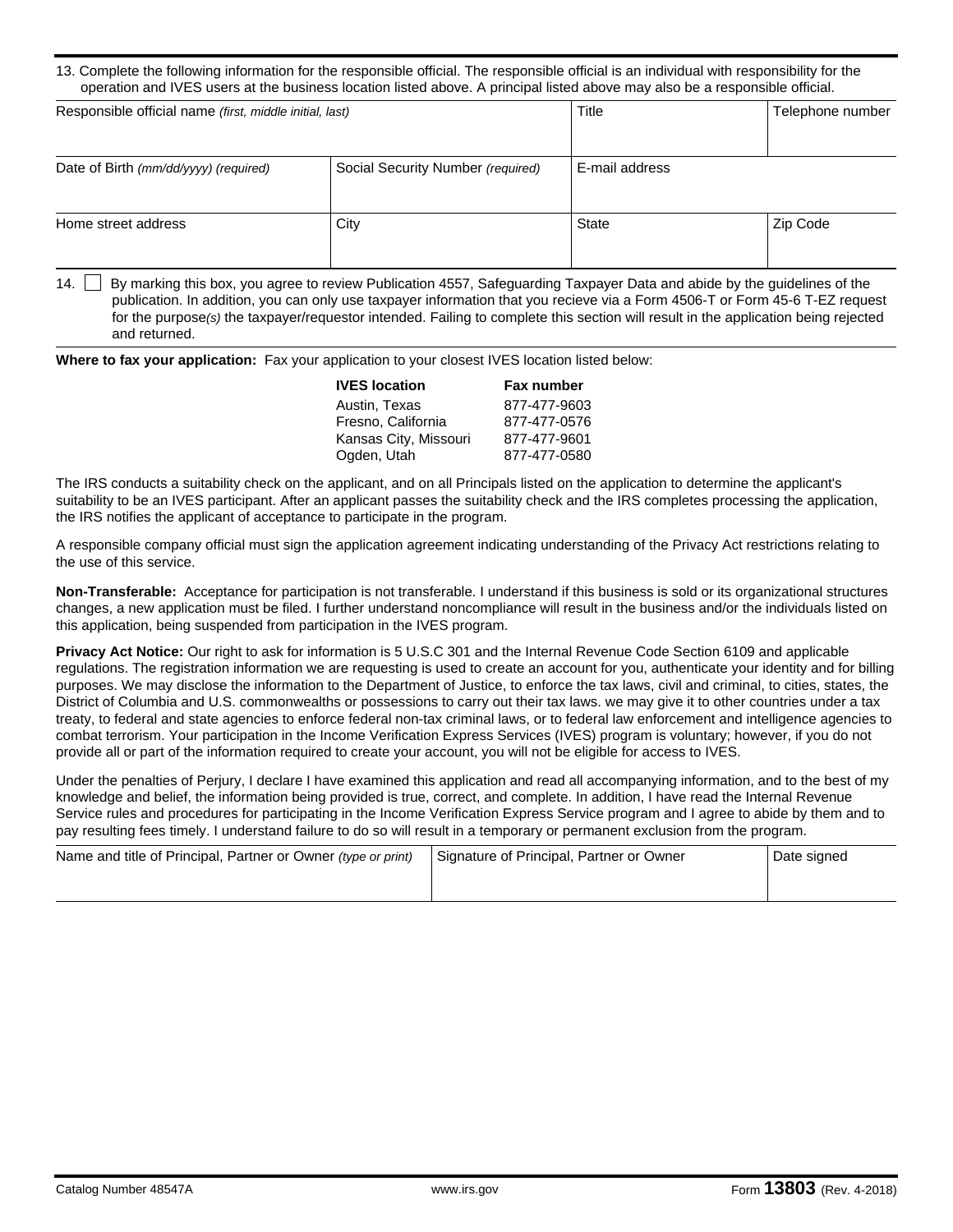13. Complete the following information for the responsible official. The responsible official is an individual with responsibility for the operation and IVES users at the business location listed above. A principal listed above may also be a responsible official.

| Responsible official name *(first, middle initial, last)* | | Title | Telephone number |
|---|---|---|---|
| Date of Birth *(mm/dd/yyyy) (required)* | Social Security Number *(required)* | E-mail address | |
| Home street address | City | State | Zip Code |

14. ☐ By marking this box, you agree to review Publication 4557, Safeguarding Taxpayer Data and abide by the guidelines of the publication. In addition, you can only use taxpayer information that you recieve via a Form 4506-T or Form 45-6 T-EZ request for the purpose*(s)* the taxpayer/requestor intended. Failing to complete this section will result in the application being rejected and returned.

**Where to fax your application:** Fax your application to your closest IVES location listed below:

| IVES location | Fax number |
|---|---|
| Austin, Texas | 877-477-9603 |
| Fresno, California | 877-477-0576 |
| Kansas City, Missouri | 877-477-9601 |
| Ogden, Utah | 877-477-0580 |

The IRS conducts a suitability check on the applicant, and on all Principals listed on the application to determine the applicant's suitability to be an IVES participant. After an applicant passes the suitability check and the IRS completes processing the application, the IRS notifies the applicant of acceptance to participate in the program.

A responsible company official must sign the application agreement indicating understanding of the Privacy Act restrictions relating to the use of this service.

**Non-Transferable:** Acceptance for participation is not transferable. I understand if this business is sold or its organizational structures changes, a new application must be filed. I further understand noncompliance will result in the business and/or the individuals listed on this application, being suspended from participation in the IVES program.

**Privacy Act Notice:** Our right to ask for information is 5 U.S.C 301 and the Internal Revenue Code Section 6109 and applicable regulations. The registration information we are requesting is used to create an account for you, authenticate your identity and for billing purposes. We may disclose the information to the Department of Justice, to enforce the tax laws, civil and criminal, to cities, states, the District of Columbia and U.S. commonwealths or possessions to carry out their tax laws. we may give it to other countries under a tax treaty, to federal and state agencies to enforce federal non-tax criminal laws, or to federal law enforcement and intelligence agencies to combat terrorism. Your participation in the Income Verification Express Services (IVES) program is voluntary; however, if you do not provide all or part of the information required to create your account, you will not be eligible for access to IVES.

Under the penalties of Perjury, I declare I have examined this application and read all accompanying information, and to the best of my knowledge and belief, the information being provided is true, correct, and complete. In addition, I have read the Internal Revenue Service rules and procedures for participating in the Income Verification Express Service program and I agree to abide by them and to pay resulting fees timely. I understand failure to do so will result in a temporary or permanent exclusion from the program.

| Name and title of Principal, Partner or Owner *(type or print)* | Signature of Principal, Partner or Owner | Date signed |
|---|---|---|
| | | |

Catalog Number 48547A www.irs.gov Form **13803** (Rev. 4-2018)